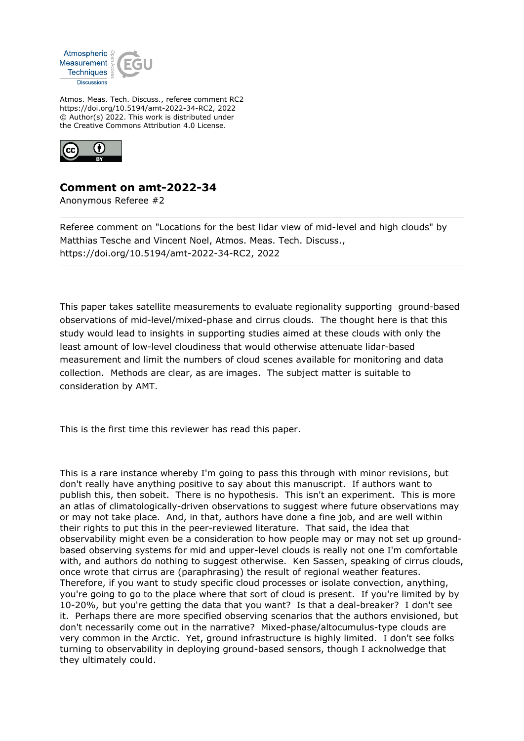Atmos. Meas. Tech. Discuss., referee comment RC2
https://doi.org/10.5194/amt-2022-34-RC2, 2022
© Author(s) 2022. This work is distributed under
the Creative Commons Attribution 4.0 License.

## Comment on amt-2022-34

Anonymous Referee #2

---

Referee comment on "Locations for the best lidar view of mid-level and high clouds" by Matthias Tesche and Vincent Noel, Atmos. Meas. Tech. Discuss., https://doi.org/10.5194/amt-2022-34-RC2, 2022

---

This paper takes satellite measurements to evaluate regionality supporting ground-based observations of mid-level/mixed-phase and cirrus clouds. The thought here is that this study would lead to insights in supporting studies aimed at these clouds with only the least amount of low-level cloudiness that would otherwise attenuate lidar-based measurement and limit the numbers of cloud scenes available for monitoring and data collection. Methods are clear, as are images. The subject matter is suitable to consideration by AMT.

This is the first time this reviewer has read this paper.

This is a rare instance whereby I'm going to pass this through with minor revisions, but don't really have anything positive to say about this manuscript. If authors want to publish this, then sobeit. There is no hypothesis. This isn't an experiment. This is more an atlas of climatologically-driven observations to suggest where future observations may or may not take place. And, in that, authors have done a fine job, and are well within their rights to put this in the peer-reviewed literature. That said, the idea that observability might even be a consideration to how people may or may not set up ground-based observing systems for mid and upper-level clouds is really not one I'm comfortable with, and authors do nothing to suggest otherwise. Ken Sassen, speaking of cirrus clouds, once wrote that cirrus are (paraphrasing) the result of regional weather features. Therefore, if you want to study specific cloud processes or isolate convection, anything, you're going to go to the place where that sort of cloud is present. If you're limited by by 10-20%, but you're getting the data that you want? Is that a deal-breaker? I don't see it. Perhaps there are more specified observing scenarios that the authors envisioned, but don't necessarily come out in the narrative? Mixed-phase/altocumulus-type clouds are very common in the Arctic. Yet, ground infrastructure is highly limited. I don't see folks turning to observability in deploying ground-based sensors, though I acknolwedge that they ultimately could.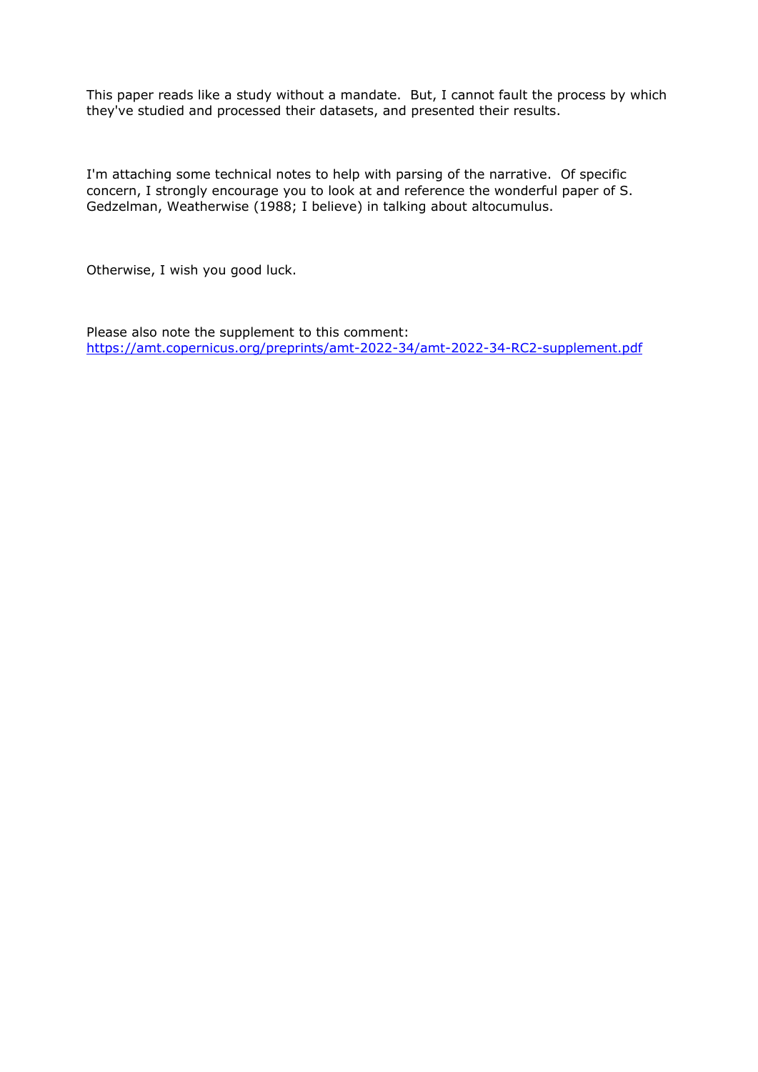This paper reads like a study without a mandate.  But, I cannot fault the process by which they've studied and processed their datasets, and presented their results.

I'm attaching some technical notes to help with parsing of the narrative.  Of specific concern, I strongly encourage you to look at and reference the wonderful paper of S. Gedzelman, Weatherwise (1988; I believe) in talking about altocumulus.

Otherwise, I wish you good luck.

Please also note the supplement to this comment:
[https://amt.copernicus.org/preprints/amt-2022-34/amt-2022-34-RC2-supplement.pdf](https://amt.copernicus.org/preprints/amt-2022-34/amt-2022-34-RC2-supplement.pdf)